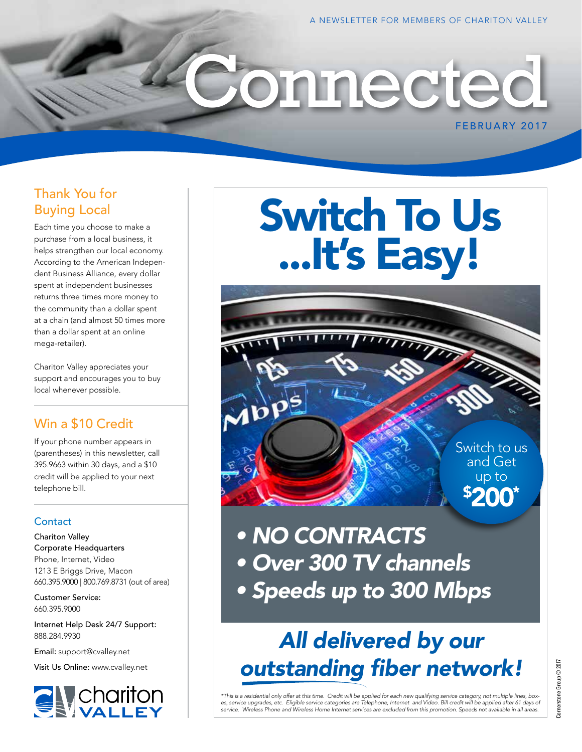A NEWSLETTER FOR MEMBERS OF CHARITON VALLEY

# Connected

FEBRUARY 2017

## Thank You for Buying Local

Each time you choose to make a purchase from a local business, it helps strengthen our local economy. According to the American Independent Business Alliance, every dollar spent at independent businesses returns three times more money to the community than a dollar spent at a chain (and almost 50 times more than a dollar spent at an online mega-retailer).

Chariton Valley appreciates your support and encourages you to buy local whenever possible.

## Win a $10 Credit

If your phone number appears in (parentheses) in this newsletter, call 395.9663 within 30 days, and a $10 credit will be applied to your next telephone bill.

## Contact

Chariton Valley
Corporate Headquarters
Phone, Internet, Video
1213 E Briggs Drive, Macon
660.395.9000 | 800.769.8731 (out of area)

Customer Service:
660.395.9000

Internet Help Desk 24/7 Support:
888.284.9930

Email: support@cvalley.net

Visit Us Online: www.cvalley.net

chariton VALLEY

# Switch To Us ...It's Easy!

Switch to us and Get up to $200*

- ***NO CONTRACTS***
- ***Over 300 TV channels***
- ***Speeds up to 300 Mbps***

## *All delivered by our outstanding fiber network!*

*\*This is a residential only offer at this time. Credit will be applied for each new qualifying service category, not multiple lines, boxes, service upgrades, etc. Eligible service categories are Telephone, Internet and Video. Bill credit will be applied after 61 days of service. Wireless Phone and Wireless Home Internet services are excluded from this promotion. Speeds not available in all areas.*

Cornerstone Group © 2017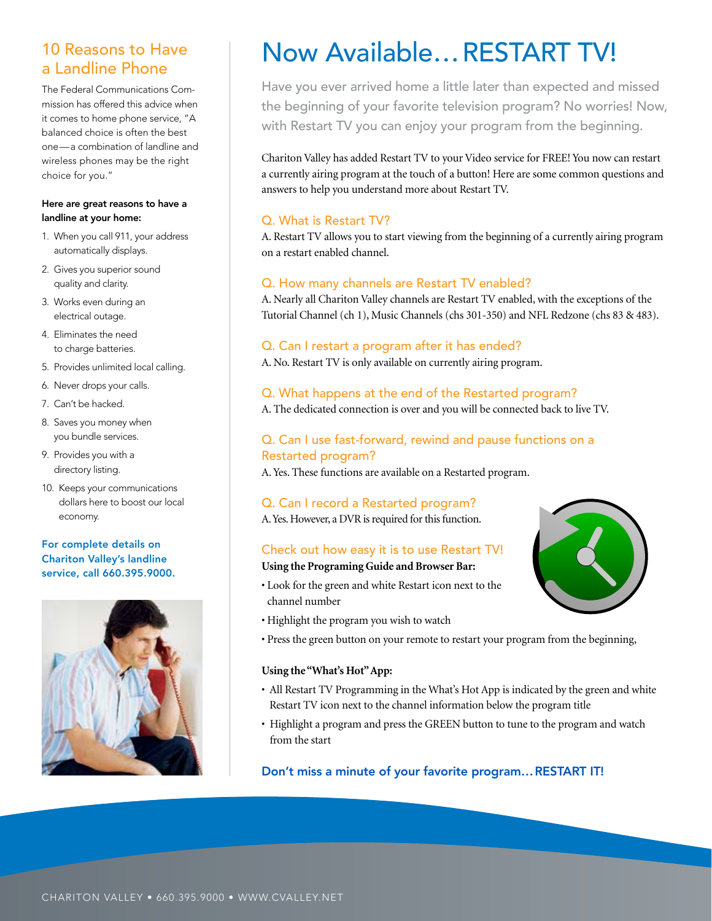## 10 Reasons to Have a Landline Phone

The Federal Communications Commission has offered this advice when it comes to home phone service, "A balanced choice is often the best one—a combination of landline and wireless phones may be the right choice for you."

**Here are great reasons to have a landline at your home:**

1. When you call 911, your address automatically displays.
2. Gives you superior sound quality and clarity.
3. Works even during an electrical outage.
4. Eliminates the need to charge batteries.
5. Provides unlimited local calling.
6. Never drops your calls.
7. Can't be hacked.
8. Saves you money when you bundle services.
9. Provides you with a directory listing.
10. Keeps your communications dollars here to boost our local economy.

**For complete details on Chariton Valley's landline service, call 660.395.9000.**

# Now Available…RESTART TV!

Have you ever arrived home a little later than expected and missed the beginning of your favorite television program? No worries! Now, with Restart TV you can enjoy your program from the beginning.

Chariton Valley has added Restart TV to your Video service for FREE! You now can restart a currently airing program at the touch of a button! Here are some common questions and answers to help you understand more about Restart TV.

### Q. What is Restart TV?

A. Restart TV allows you to start viewing from the beginning of a currently airing program on a restart enabled channel.

### Q. How many channels are Restart TV enabled?

A. Nearly all Chariton Valley channels are Restart TV enabled, with the exceptions of the Tutorial Channel (ch 1), Music Channels (chs 301-350) and NFL Redzone (chs 83 & 483).

### Q. Can I restart a program after it has ended?

A. No. Restart TV is only available on currently airing program.

### Q. What happens at the end of the Restarted program?

A. The dedicated connection is over and you will be connected back to live TV.

### Q. Can I use fast-forward, rewind and pause functions on a Restarted program?

A. Yes. These functions are available on a Restarted program.

### Q. Can I record a Restarted program?

A. Yes. However, a DVR is required for this function.

### Check out how easy it is to use Restart TV!

**Using the Programing Guide and Browser Bar:**

- Look for the green and white Restart icon next to the channel number
- Highlight the program you wish to watch
- Press the green button on your remote to restart your program from the beginning,

**Using the "What's Hot" App:**

- All Restart TV Programming in the What's Hot App is indicated by the green and white Restart TV icon next to the channel information below the program title
- Highlight a program and press the GREEN button to tune to the program and watch from the start

**Don't miss a minute of your favorite program…RESTART IT!**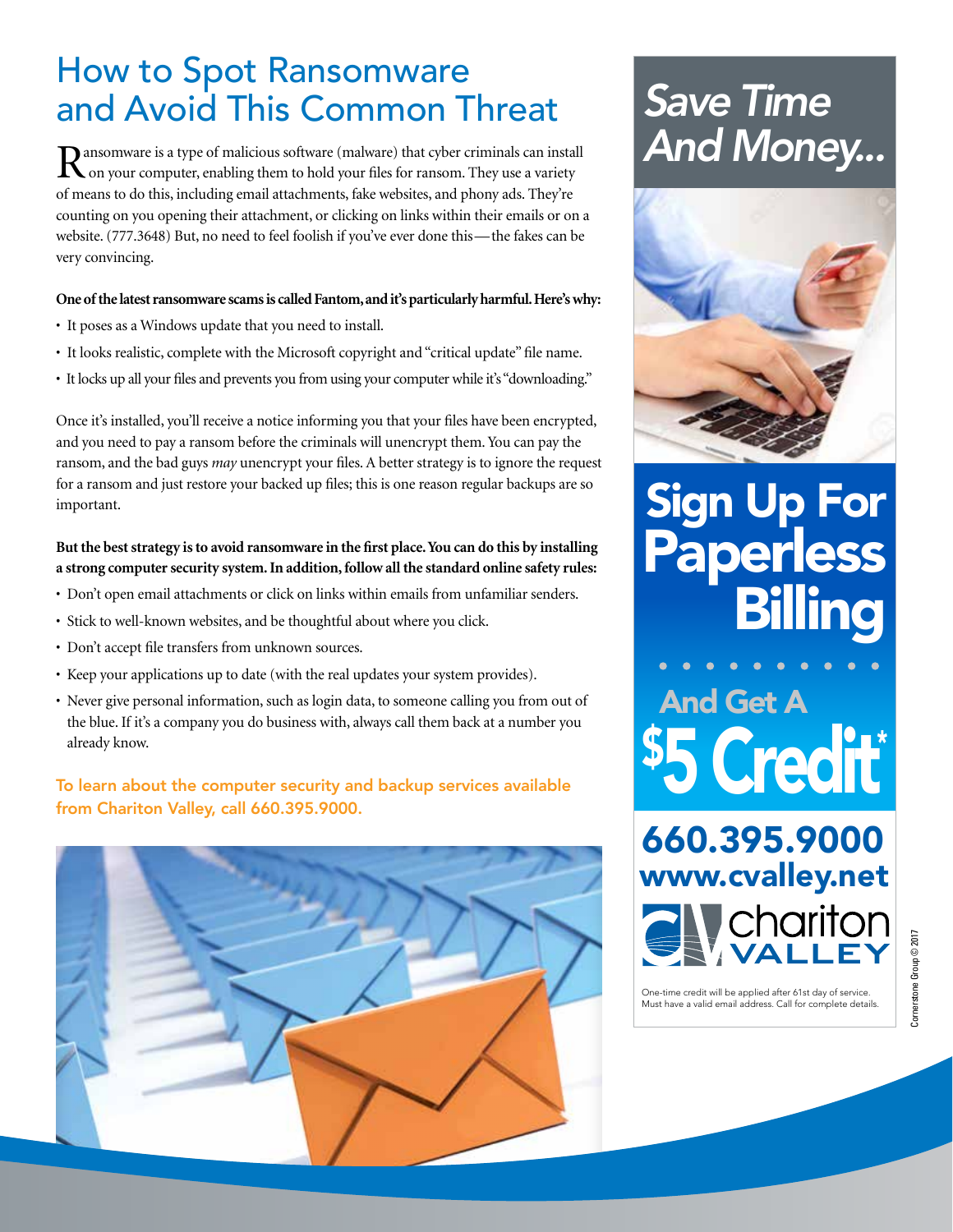# How to Spot Ransomware and Avoid This Common Threat

Ransomware is a type of malicious software (malware) that cyber criminals can install on your computer, enabling them to hold your files for ransom. They use a variety of means to do this, including email attachments, fake websites, and phony ads. They're counting on you opening their attachment, or clicking on links within their emails or on a website. (777.3648) But, no need to feel foolish if you've ever done this—the fakes can be very convincing.

**One of the latest ransomware scams is called Fantom, and it's particularly harmful. Here's why:**

- It poses as a Windows update that you need to install.
- It looks realistic, complete with the Microsoft copyright and "critical update" file name.
- It locks up all your files and prevents you from using your computer while it's "downloading."

Once it's installed, you'll receive a notice informing you that your files have been encrypted, and you need to pay a ransom before the criminals will unencrypt them. You can pay the ransom, and the bad guys *may* unencrypt your files. A better strategy is to ignore the request for a ransom and just restore your backed up files; this is one reason regular backups are so important.

**But the best strategy is to avoid ransomware in the first place. You can do this by installing a strong computer security system. In addition, follow all the standard online safety rules:**

- Don't open email attachments or click on links within emails from unfamiliar senders.
- Stick to well-known websites, and be thoughtful about where you click.
- Don't accept file transfers from unknown sources.
- Keep your applications up to date (with the real updates your system provides).
- Never give personal information, such as login data, to someone calling you from out of the blue. If it's a company you do business with, always call them back at a number you already know.

To learn about the computer security and backup services available from Chariton Valley, call 660.395.9000.

## Save Time And Money...

## Sign Up For Paperless Billing

## And Get A $5 Credit*

660.395.9000

www.cvalley.net

chariton VALLEY

One-time credit will be applied after 61st day of service. Must have a valid email address. Call for complete details.

Cornerstone Group © 2017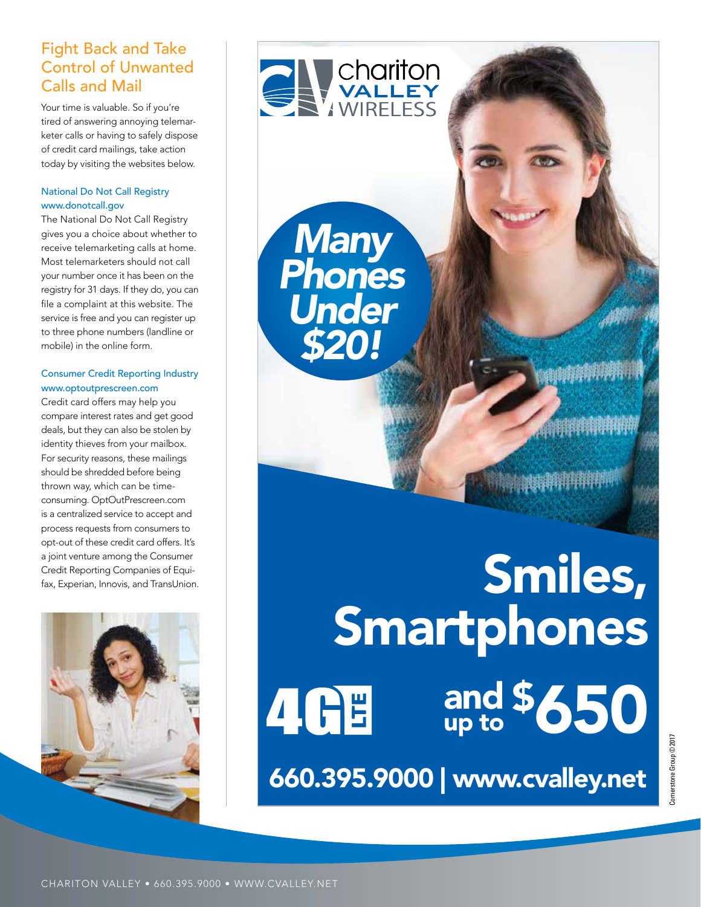## Fight Back and Take Control of Unwanted Calls and Mail

Your time is valuable. So if you're tired of answering annoying telemarketer calls or having to safely dispose of credit card mailings, take action today by visiting the websites below.

### National Do Not Call Registry
www.donotcall.gov

The National Do Not Call Registry gives you a choice about whether to receive telemarketing calls at home. Most telemarketers should not call your number once it has been on the registry for 31 days. If they do, you can file a complaint at this website. The service is free and you can register up to three phone numbers (landline or mobile) in the online form.

### Consumer Credit Reporting Industry
www.optoutprescreen.com

Credit card offers may help you compare interest rates and get good deals, but they can also be stolen by identity thieves from your mailbox. For security reasons, these mailings should be shredded before being thrown way, which can be time-consuming. OptOutPrescreen.com is a centralized service to accept and process requests from consumers to opt-out of these credit card offers. It's a joint venture among the Consumer Credit Reporting Companies of Equifax, Experian, Innovis, and TransUnion.

chariton VALLEY WIRELESS

*Many Phones Under $20!*

# Smiles, Smartphones

4G LTE and up to $650

660.395.9000 | www.cvalley.net

Cornerstone Group © 2017